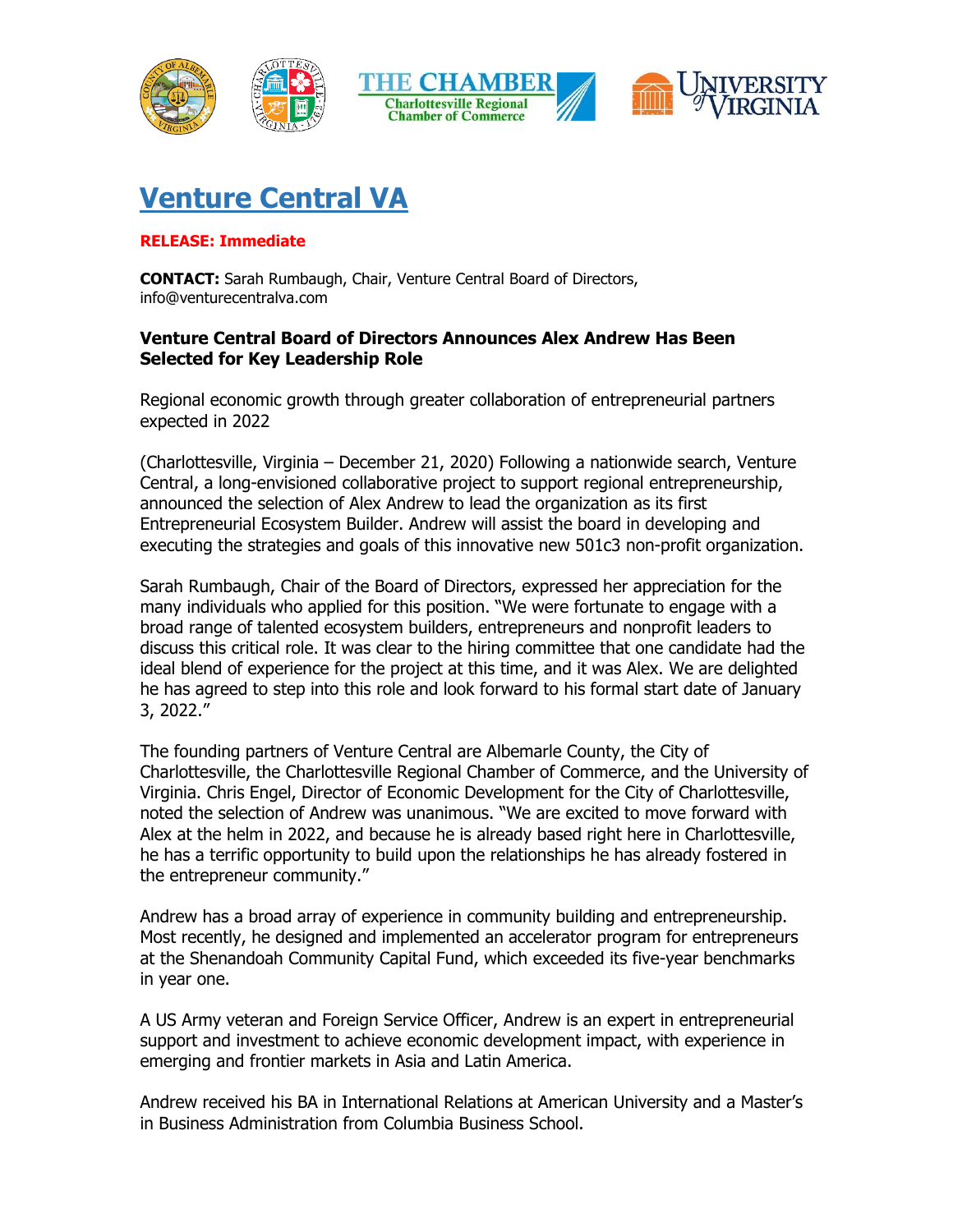# Venture Central VA

**RELEASE: Immediate**

**CONTACT:** Sarah Rumbaugh, Chair, Venture Central Board of Directors, info@venturecentralva.com

**Venture Central Board of Directors Announces Alex Andrew Has Been Selected for Key Leadership Role**

Regional economic growth through greater collaboration of entrepreneurial partners expected in 2022

(Charlottesville, Virginia – December 21, 2020) Following a nationwide search, Venture Central, a long-envisioned collaborative project to support regional entrepreneurship, announced the selection of Alex Andrew to lead the organization as its first Entrepreneurial Ecosystem Builder. Andrew will assist the board in developing and executing the strategies and goals of this innovative new 501c3 non-profit organization.

Sarah Rumbaugh, Chair of the Board of Directors, expressed her appreciation for the many individuals who applied for this position. "We were fortunate to engage with a broad range of talented ecosystem builders, entrepreneurs and nonprofit leaders to discuss this critical role. It was clear to the hiring committee that one candidate had the ideal blend of experience for the project at this time, and it was Alex. We are delighted he has agreed to step into this role and look forward to his formal start date of January 3, 2022."

The founding partners of Venture Central are Albemarle County, the City of Charlottesville, the Charlottesville Regional Chamber of Commerce, and the University of Virginia. Chris Engel, Director of Economic Development for the City of Charlottesville, noted the selection of Andrew was unanimous. "We are excited to move forward with Alex at the helm in 2022, and because he is already based right here in Charlottesville, he has a terrific opportunity to build upon the relationships he has already fostered in the entrepreneur community."

Andrew has a broad array of experience in community building and entrepreneurship. Most recently, he designed and implemented an accelerator program for entrepreneurs at the Shenandoah Community Capital Fund, which exceeded its five-year benchmarks in year one.

A US Army veteran and Foreign Service Officer, Andrew is an expert in entrepreneurial support and investment to achieve economic development impact, with experience in emerging and frontier markets in Asia and Latin America.

Andrew received his BA in International Relations at American University and a Master's in Business Administration from Columbia Business School.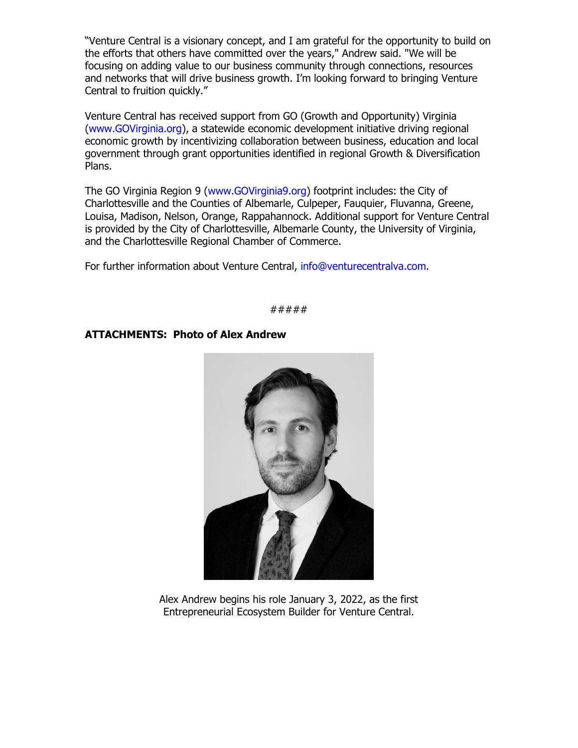"Venture Central is a visionary concept, and I am grateful for the opportunity to build on the efforts that others have committed over the years," Andrew said. "We will be focusing on adding value to our business community through connections, resources and networks that will drive business growth. I'm looking forward to bringing Venture Central to fruition quickly."

Venture Central has received support from GO (Growth and Opportunity) Virginia (www.GOVirginia.org), a statewide economic development initiative driving regional economic growth by incentivizing collaboration between business, education and local government through grant opportunities identified in regional Growth & Diversification Plans.

The GO Virginia Region 9 (www.GOVirginia9.org) footprint includes: the City of Charlottesville and the Counties of Albemarle, Culpeper, Fauquier, Fluvanna, Greene, Louisa, Madison, Nelson, Orange, Rappahannock. Additional support for Venture Central is provided by the City of Charlottesville, Albemarle County, the University of Virginia, and the Charlottesville Regional Chamber of Commerce.

For further information about Venture Central, info@venturecentralva.com.

#####

**ATTACHMENTS: Photo of Alex Andrew**

Alex Andrew begins his role January 3, 2022, as the first Entrepreneurial Ecosystem Builder for Venture Central.